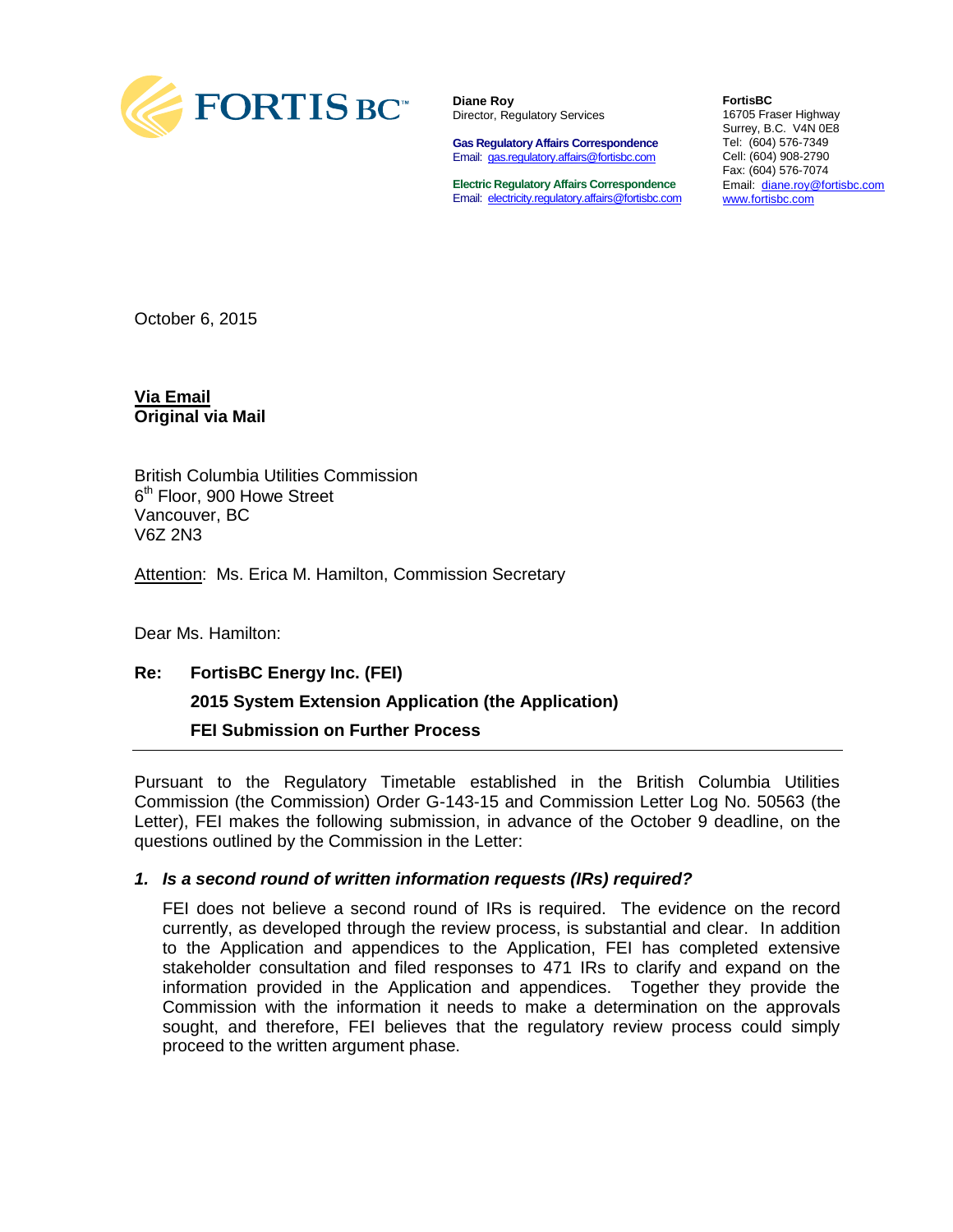FORTIS BC™

**Diane Roy**
Director, Regulatory Services

**Gas Regulatory Affairs Correspondence**
Email: gas.regulatory.affairs@fortisbc.com

**Electric Regulatory Affairs Correspondence**
Email: electricity.regulatory.affairs@fortisbc.com

**FortisBC**
16705 Fraser Highway
Surrey, B.C. V4N 0E8
Tel: (604) 576-7349
Cell: (604) 908-2790
Fax: (604) 576-7074
Email: diane.roy@fortisbc.com
www.fortisbc.com

October 6, 2015

**Via Email**
**Original via Mail**

British Columbia Utilities Commission
6th Floor, 900 Howe Street
Vancouver, BC
V6Z 2N3

Attention: Ms. Erica M. Hamilton, Commission Secretary

Dear Ms. Hamilton:

**Re: FortisBC Energy Inc. (FEI)**

**2015 System Extension Application (the Application)**

**FEI Submission on Further Process**

---

Pursuant to the Regulatory Timetable established in the British Columbia Utilities Commission (the Commission) Order G-143-15 and Commission Letter Log No. 50563 (the Letter), FEI makes the following submission, in advance of the October 9 deadline, on the questions outlined by the Commission in the Letter:

***1. Is a second round of written information requests (IRs) required?***

FEI does not believe a second round of IRs is required. The evidence on the record currently, as developed through the review process, is substantial and clear. In addition to the Application and appendices to the Application, FEI has completed extensive stakeholder consultation and filed responses to 471 IRs to clarify and expand on the information provided in the Application and appendices. Together they provide the Commission with the information it needs to make a determination on the approvals sought, and therefore, FEI believes that the regulatory review process could simply proceed to the written argument phase.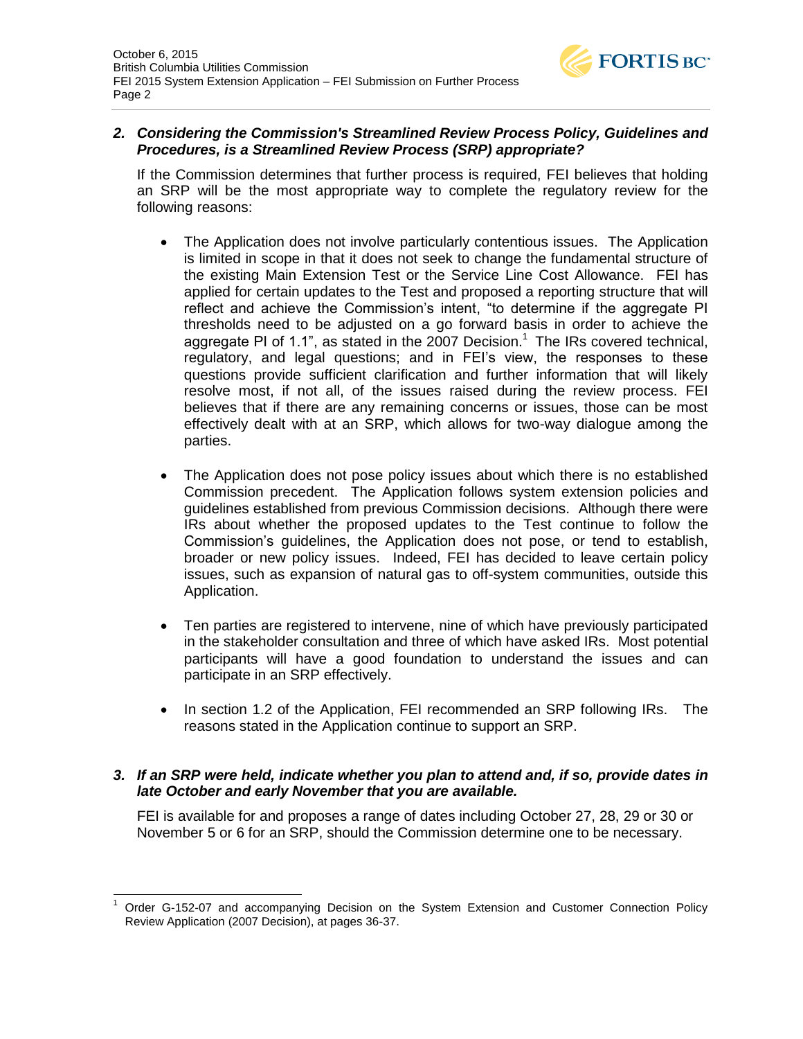***2. Considering the Commission's Streamlined Review Process Policy, Guidelines and Procedures, is a Streamlined Review Process (SRP) appropriate?***

If the Commission determines that further process is required, FEI believes that holding an SRP will be the most appropriate way to complete the regulatory review for the following reasons:

- The Application does not involve particularly contentious issues. The Application is limited in scope in that it does not seek to change the fundamental structure of the existing Main Extension Test or the Service Line Cost Allowance. FEI has applied for certain updates to the Test and proposed a reporting structure that will reflect and achieve the Commission's intent, "to determine if the aggregate PI thresholds need to be adjusted on a go forward basis in order to achieve the aggregate PI of 1.1", as stated in the 2007 Decision.[1] The IRs covered technical, regulatory, and legal questions; and in FEI's view, the responses to these questions provide sufficient clarification and further information that will likely resolve most, if not all, of the issues raised during the review process. FEI believes that if there are any remaining concerns or issues, those can be most effectively dealt with at an SRP, which allows for two-way dialogue among the parties.

- The Application does not pose policy issues about which there is no established Commission precedent. The Application follows system extension policies and guidelines established from previous Commission decisions. Although there were IRs about whether the proposed updates to the Test continue to follow the Commission's guidelines, the Application does not pose, or tend to establish, broader or new policy issues. Indeed, FEI has decided to leave certain policy issues, such as expansion of natural gas to off-system communities, outside this Application.

- Ten parties are registered to intervene, nine of which have previously participated in the stakeholder consultation and three of which have asked IRs. Most potential participants will have a good foundation to understand the issues and can participate in an SRP effectively.

- In section 1.2 of the Application, FEI recommended an SRP following IRs. The reasons stated in the Application continue to support an SRP.

***3. If an SRP were held, indicate whether you plan to attend and, if so, provide dates in late October and early November that you are available.***

FEI is available for and proposes a range of dates including October 27, 28, 29 or 30 or November 5 or 6 for an SRP, should the Commission determine one to be necessary.

---

[1] Order G-152-07 and accompanying Decision on the System Extension and Customer Connection Policy Review Application (2007 Decision), at pages 36-37.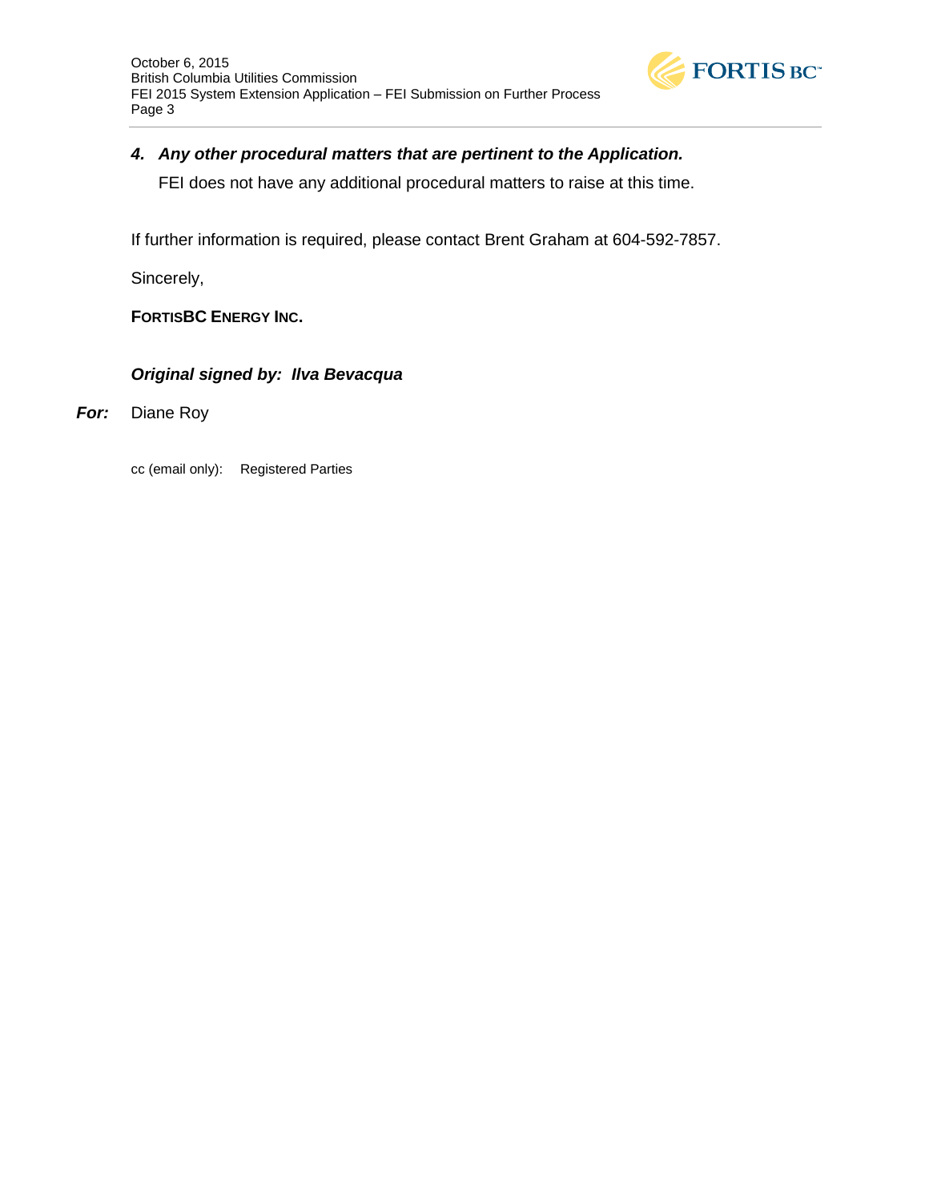***4. Any other procedural matters that are pertinent to the Application.***

FEI does not have any additional procedural matters to raise at this time.

If further information is required, please contact Brent Graham at 604-592-7857.

Sincerely,

**FORTISBC ENERGY INC.**

***Original signed by: Ilva Bevacqua***

***For:*** Diane Roy

cc (email only): Registered Parties